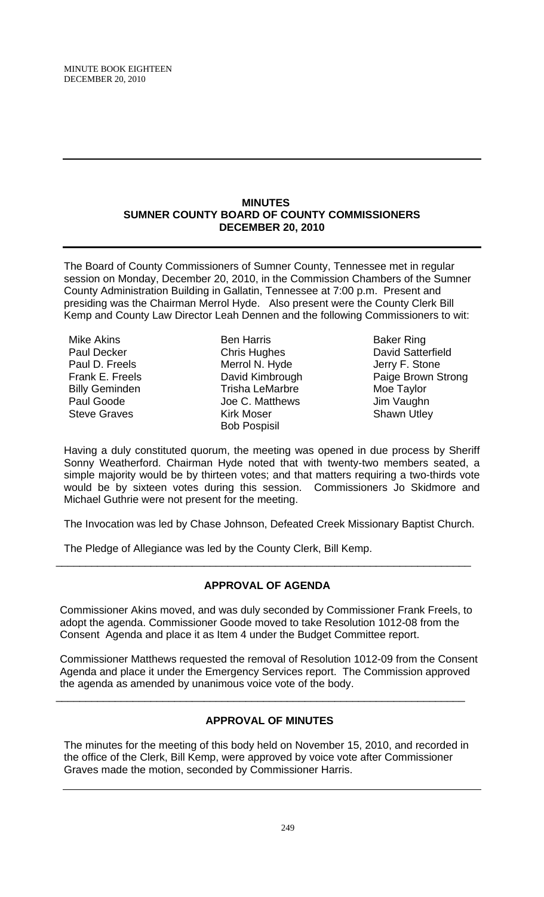## MINUTES
## SUMNER COUNTY BOARD OF COUNTY COMMISSIONERS
## DECEMBER 20, 2010

The Board of County Commissioners of Sumner County, Tennessee met in regular session on Monday, December 20, 2010, in the Commission Chambers of the Sumner County Administration Building in Gallatin, Tennessee at 7:00 p.m. Present and presiding was the Chairman Merrol Hyde. Also present were the County Clerk Bill Kemp and County Law Director Leah Dennen and the following Commissioners to wit:

Mike Akins
Paul Decker
Paul D. Freels
Frank E. Freels
Billy Geminden
Paul Goode
Steve Graves
Ben Harris
Chris Hughes
Merrol N. Hyde
David Kimbrough
Trisha LeMarbre
Joe C. Matthews
Kirk Moser
Bob Pospisil
Baker Ring
David Satterfield
Jerry F. Stone
Paige Brown Strong
Moe Taylor
Jim Vaughn
Shawn Utley

Having a duly constituted quorum, the meeting was opened in due process by Sheriff Sonny Weatherford. Chairman Hyde noted that with twenty-two members seated, a simple majority would be by thirteen votes; and that matters requiring a two-thirds vote would be by sixteen votes during this session. Commissioners Jo Skidmore and Michael Guthrie were not present for the meeting.

The Invocation was led by Chase Johnson, Defeated Creek Missionary Baptist Church.

The Pledge of Allegiance was led by the County Clerk, Bill Kemp.

---

### APPROVAL OF AGENDA

Commissioner Akins moved, and was duly seconded by Commissioner Frank Freels, to adopt the agenda. Commissioner Goode moved to take Resolution 1012-08 from the Consent Agenda and place it as Item 4 under the Budget Committee report.

Commissioner Matthews requested the removal of Resolution 1012-09 from the Consent Agenda and place it under the Emergency Services report. The Commission approved the agenda as amended by unanimous voice vote of the body.

---

### APPROVAL OF MINUTES

The minutes for the meeting of this body held on November 15, 2010, and recorded in the office of the Clerk, Bill Kemp, were approved by voice vote after Commissioner Graves made the motion, seconded by Commissioner Harris.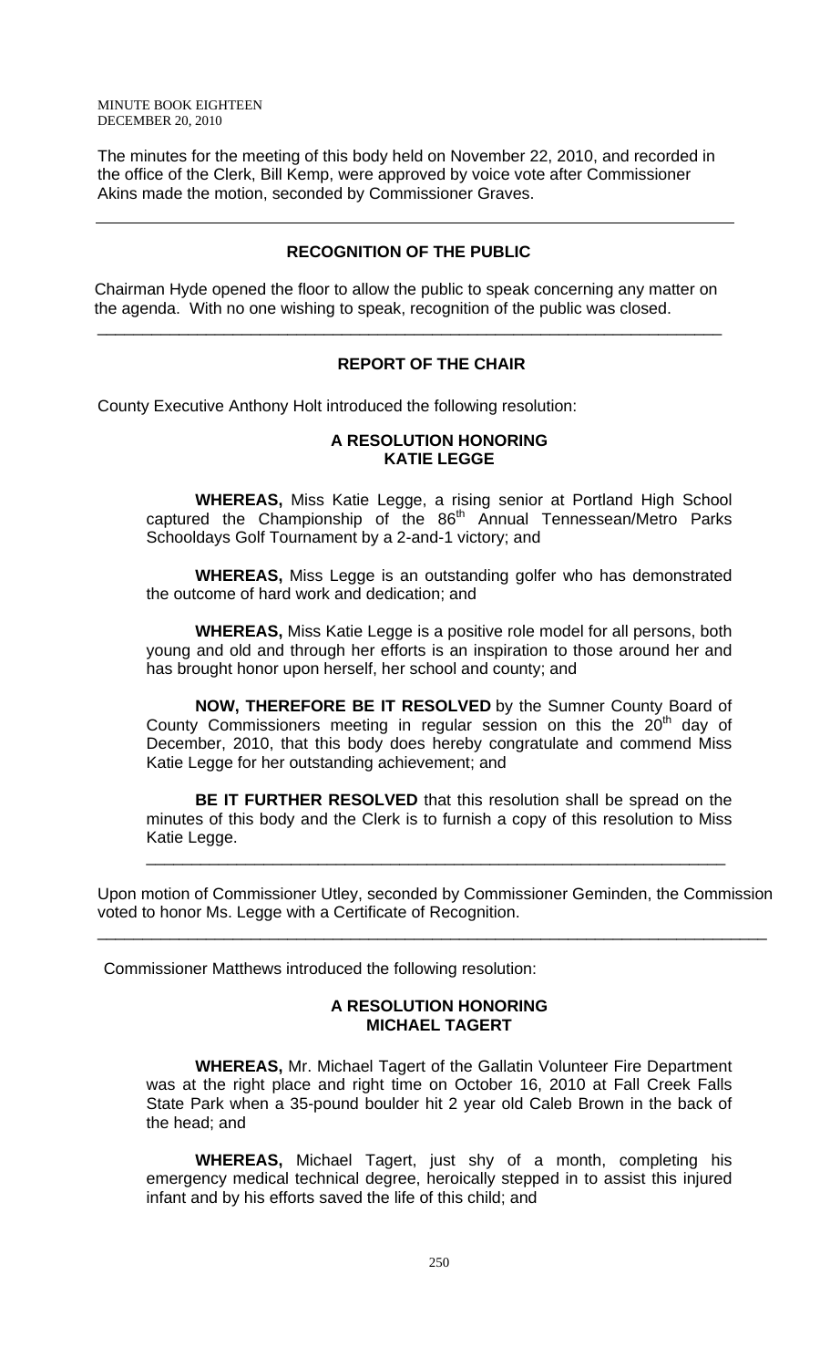The minutes for the meeting of this body held on November 22, 2010, and recorded in the office of the Clerk, Bill Kemp, were approved by voice vote after Commissioner Akins made the motion, seconded by Commissioner Graves.

---

## RECOGNITION OF THE PUBLIC

Chairman Hyde opened the floor to allow the public to speak concerning any matter on the agenda. With no one wishing to speak, recognition of the public was closed.

---

## REPORT OF THE CHAIR

County Executive Anthony Holt introduced the following resolution:

### A RESOLUTION HONORING KATIE LEGGE

**WHEREAS,** Miss Katie Legge, a rising senior at Portland High School captured the Championship of the 86th Annual Tennessean/Metro Parks Schooldays Golf Tournament by a 2-and-1 victory; and

**WHEREAS,** Miss Legge is an outstanding golfer who has demonstrated the outcome of hard work and dedication; and

**WHEREAS,** Miss Katie Legge is a positive role model for all persons, both young and old and through her efforts is an inspiration to those around her and has brought honor upon herself, her school and county; and

**NOW, THEREFORE BE IT RESOLVED** by the Sumner County Board of County Commissioners meeting in regular session on this the 20th day of December, 2010, that this body does hereby congratulate and commend Miss Katie Legge for her outstanding achievement; and

**BE IT FURTHER RESOLVED** that this resolution shall be spread on the minutes of this body and the Clerk is to furnish a copy of this resolution to Miss Katie Legge.

---

Upon motion of Commissioner Utley, seconded by Commissioner Geminden, the Commission voted to honor Ms. Legge with a Certificate of Recognition.

---

Commissioner Matthews introduced the following resolution:

### A RESOLUTION HONORING MICHAEL TAGERT

**WHEREAS,** Mr. Michael Tagert of the Gallatin Volunteer Fire Department was at the right place and right time on October 16, 2010 at Fall Creek Falls State Park when a 35-pound boulder hit 2 year old Caleb Brown in the back of the head; and

**WHEREAS,** Michael Tagert, just shy of a month, completing his emergency medical technical degree, heroically stepped in to assist this injured infant and by his efforts saved the life of this child; and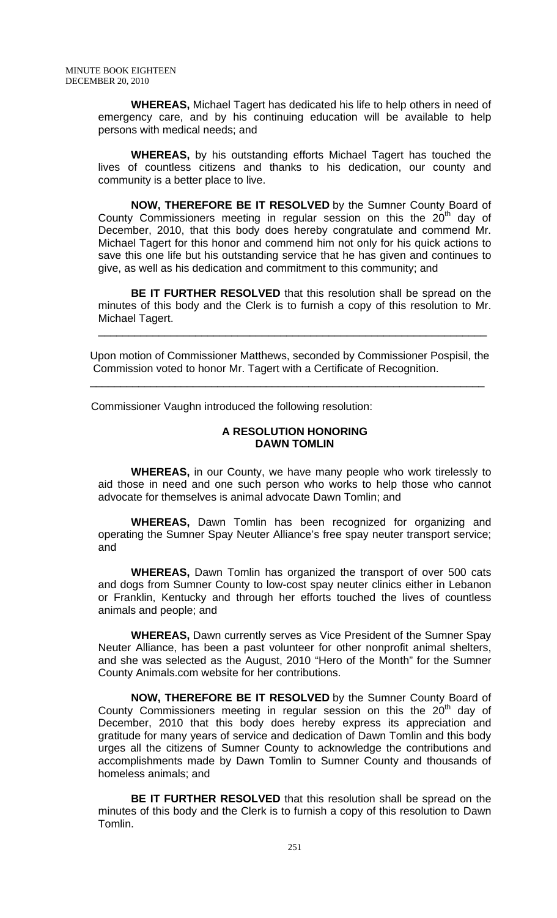**WHEREAS,** Michael Tagert has dedicated his life to help others in need of emergency care, and by his continuing education will be available to help persons with medical needs; and

**WHEREAS,** by his outstanding efforts Michael Tagert has touched the lives of countless citizens and thanks to his dedication, our county and community is a better place to live.

**NOW, THEREFORE BE IT RESOLVED** by the Sumner County Board of County Commissioners meeting in regular session on this the 20th day of December, 2010, that this body does hereby congratulate and commend Mr. Michael Tagert for this honor and commend him not only for his quick actions to save this one life but his outstanding service that he has given and continues to give, as well as his dedication and commitment to this community; and

**BE IT FURTHER RESOLVED** that this resolution shall be spread on the minutes of this body and the Clerk is to furnish a copy of this resolution to Mr. Michael Tagert.

---

Upon motion of Commissioner Matthews, seconded by Commissioner Pospisil, the Commission voted to honor Mr. Tagert with a Certificate of Recognition.

---

Commissioner Vaughn introduced the following resolution:

**A RESOLUTION HONORING DAWN TOMLIN**

**WHEREAS,** in our County, we have many people who work tirelessly to aid those in need and one such person who works to help those who cannot advocate for themselves is animal advocate Dawn Tomlin; and

**WHEREAS,** Dawn Tomlin has been recognized for organizing and operating the Sumner Spay Neuter Alliance's free spay neuter transport service; and

**WHEREAS,** Dawn Tomlin has organized the transport of over 500 cats and dogs from Sumner County to low-cost spay neuter clinics either in Lebanon or Franklin, Kentucky and through her efforts touched the lives of countless animals and people; and

**WHEREAS,** Dawn currently serves as Vice President of the Sumner Spay Neuter Alliance, has been a past volunteer for other nonprofit animal shelters, and she was selected as the August, 2010 "Hero of the Month" for the Sumner County Animals.com website for her contributions.

**NOW, THEREFORE BE IT RESOLVED** by the Sumner County Board of County Commissioners meeting in regular session on this the 20th day of December, 2010 that this body does hereby express its appreciation and gratitude for many years of service and dedication of Dawn Tomlin and this body urges all the citizens of Sumner County to acknowledge the contributions and accomplishments made by Dawn Tomlin to Sumner County and thousands of homeless animals; and

**BE IT FURTHER RESOLVED** that this resolution shall be spread on the minutes of this body and the Clerk is to furnish a copy of this resolution to Dawn Tomlin.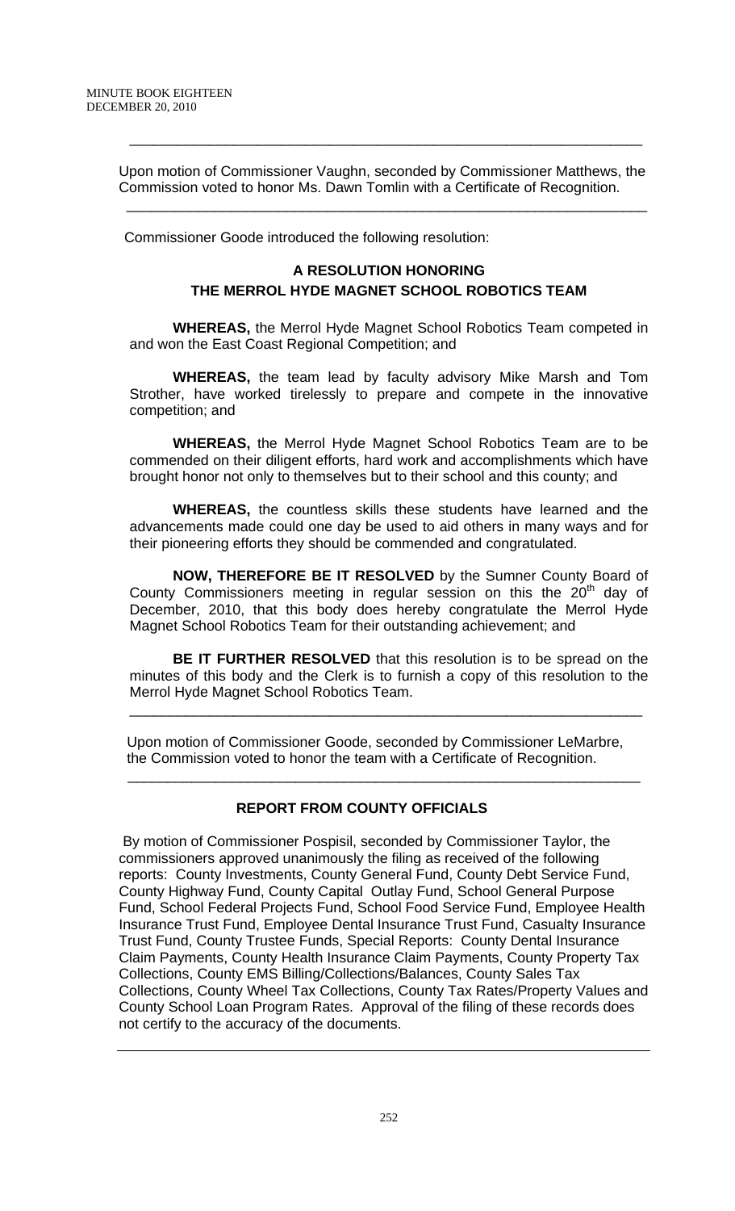---

Upon motion of Commissioner Vaughn, seconded by Commissioner Matthews, the Commission voted to honor Ms. Dawn Tomlin with a Certificate of Recognition.

---

Commissioner Goode introduced the following resolution:

**A RESOLUTION HONORING**
**THE MERROL HYDE MAGNET SCHOOL ROBOTICS TEAM**

**WHEREAS,** the Merrol Hyde Magnet School Robotics Team competed in and won the East Coast Regional Competition; and

**WHEREAS,** the team lead by faculty advisory Mike Marsh and Tom Strother, have worked tirelessly to prepare and compete in the innovative competition; and

**WHEREAS,** the Merrol Hyde Magnet School Robotics Team are to be commended on their diligent efforts, hard work and accomplishments which have brought honor not only to themselves but to their school and this county; and

**WHEREAS,** the countless skills these students have learned and the advancements made could one day be used to aid others in many ways and for their pioneering efforts they should be commended and congratulated.

**NOW, THEREFORE BE IT RESOLVED** by the Sumner County Board of County Commissioners meeting in regular session on this the 20th day of December, 2010, that this body does hereby congratulate the Merrol Hyde Magnet School Robotics Team for their outstanding achievement; and

**BE IT FURTHER RESOLVED** that this resolution is to be spread on the minutes of this body and the Clerk is to furnish a copy of this resolution to the Merrol Hyde Magnet School Robotics Team.

---

Upon motion of Commissioner Goode, seconded by Commissioner LeMarbre, the Commission voted to honor the team with a Certificate of Recognition.

---

**REPORT FROM COUNTY OFFICIALS**

By motion of Commissioner Pospisil, seconded by Commissioner Taylor, the commissioners approved unanimously the filing as received of the following reports: County Investments, County General Fund, County Debt Service Fund, County Highway Fund, County Capital Outlay Fund, School General Purpose Fund, School Federal Projects Fund, School Food Service Fund, Employee Health Insurance Trust Fund, Employee Dental Insurance Trust Fund, Casualty Insurance Trust Fund, County Trustee Funds, Special Reports: County Dental Insurance Claim Payments, County Health Insurance Claim Payments, County Property Tax Collections, County EMS Billing/Collections/Balances, County Sales Tax Collections, County Wheel Tax Collections, County Tax Rates/Property Values and County School Loan Program Rates. Approval of the filing of these records does not certify to the accuracy of the documents.

---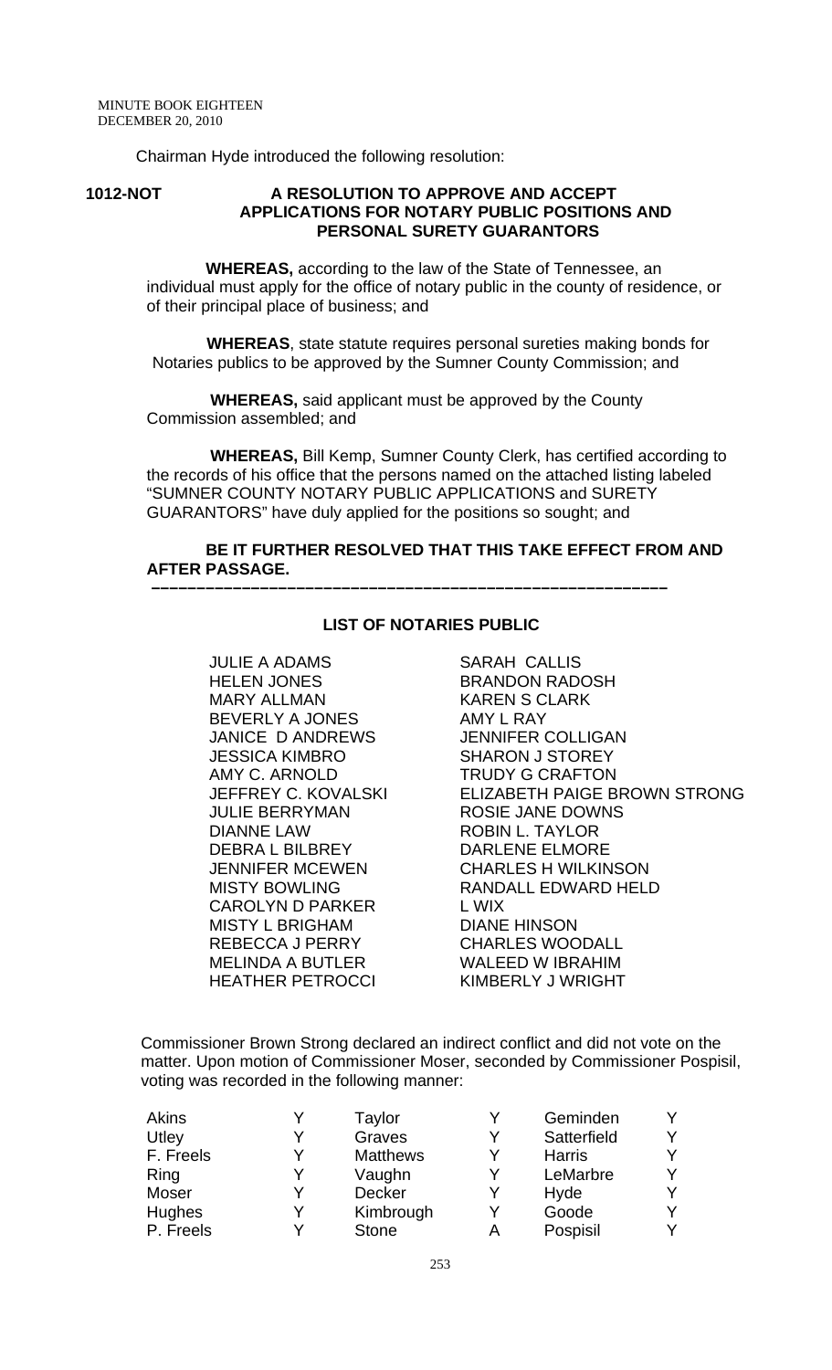MINUTE BOOK EIGHTEEN
DECEMBER 20, 2010

Chairman Hyde introduced the following resolution:

**1012-NOT** **A RESOLUTION TO APPROVE AND ACCEPT APPLICATIONS FOR NOTARY PUBLIC POSITIONS AND PERSONAL SURETY GUARANTORS**

**WHEREAS,** according to the law of the State of Tennessee, an individual must apply for the office of notary public in the county of residence, or of their principal place of business; and

**WHEREAS**, state statute requires personal sureties making bonds for Notaries publics to be approved by the Sumner County Commission; and

**WHEREAS,** said applicant must be approved by the County Commission assembled; and

**WHEREAS,** Bill Kemp, Sumner County Clerk, has certified according to the records of his office that the persons named on the attached listing labeled "SUMNER COUNTY NOTARY PUBLIC APPLICATIONS and SURETY GUARANTORS" have duly applied for the positions so sought; and

**BE IT FURTHER RESOLVED THAT THIS TAKE EFFECT FROM AND AFTER PASSAGE.**

---

**LIST OF NOTARIES PUBLIC**

| | |
|---|---|
| JULIE A ADAMS | SARAH CALLIS |
| HELEN JONES | BRANDON RADOSH |
| MARY ALLMAN | KAREN S CLARK |
| BEVERLY A JONES | AMY L RAY |
| JANICE D ANDREWS | JENNIFER COLLIGAN |
| JESSICA KIMBRO | SHARON J STOREY |
| AMY C. ARNOLD | TRUDY G CRAFTON |
| JEFFREY C. KOVALSKI | ELIZABETH PAIGE BROWN STRONG |
| JULIE BERRYMAN | ROSIE JANE DOWNS |
| DIANNE LAW | ROBIN L. TAYLOR |
| DEBRA L BILBREY | DARLENE ELMORE |
| JENNIFER MCEWEN | CHARLES H WILKINSON |
| MISTY BOWLING | RANDALL EDWARD HELD |
| CAROLYN D PARKER | L WIX |
| MISTY L BRIGHAM | DIANE HINSON |
| REBECCA J PERRY | CHARLES WOODALL |
| MELINDA A BUTLER | WALEED W IBRAHIM |
| HEATHER PETROCCI | KIMBERLY J WRIGHT |

Commissioner Brown Strong declared an indirect conflict and did not vote on the matter. Upon motion of Commissioner Moser, seconded by Commissioner Pospisil, voting was recorded in the following manner:

| | | | | | |
|---|---|---|---|---|---|
| Akins | Y | Taylor | Y | Geminden | Y |
| Utley | Y | Graves | Y | Satterfield | Y |
| F. Freels | Y | Matthews | Y | Harris | Y |
| Ring | Y | Vaughn | Y | LeMarbre | Y |
| Moser | Y | Decker | Y | Hyde | Y |
| Hughes | Y | Kimbrough | Y | Goode | Y |
| P. Freels | Y | Stone | A | Pospisil | Y |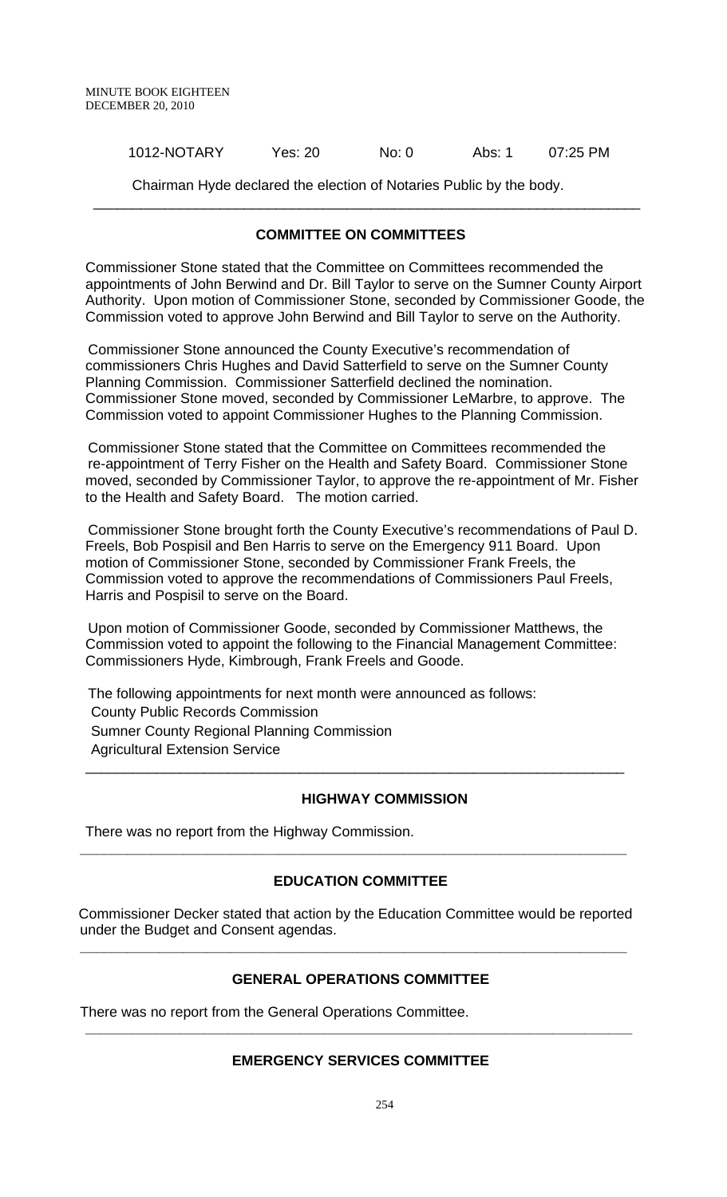| 1012-NOTARY | Yes: 20 | No: 0 | Abs: 1 | 07:25 PM |
|---|---|---|---|---|

Chairman Hyde declared the election of Notaries Public by the body.

---

## COMMITTEE ON COMMITTEES

Commissioner Stone stated that the Committee on Committees recommended the appointments of John Berwind and Dr. Bill Taylor to serve on the Sumner County Airport Authority. Upon motion of Commissioner Stone, seconded by Commissioner Goode, the Commission voted to approve John Berwind and Bill Taylor to serve on the Authority.

Commissioner Stone announced the County Executive's recommendation of commissioners Chris Hughes and David Satterfield to serve on the Sumner County Planning Commission. Commissioner Satterfield declined the nomination. Commissioner Stone moved, seconded by Commissioner LeMarbre, to approve. The Commission voted to appoint Commissioner Hughes to the Planning Commission.

Commissioner Stone stated that the Committee on Committees recommended the re-appointment of Terry Fisher on the Health and Safety Board. Commissioner Stone moved, seconded by Commissioner Taylor, to approve the re-appointment of Mr. Fisher to the Health and Safety Board. The motion carried.

Commissioner Stone brought forth the County Executive's recommendations of Paul D. Freels, Bob Pospisil and Ben Harris to serve on the Emergency 911 Board. Upon motion of Commissioner Stone, seconded by Commissioner Frank Freels, the Commission voted to approve the recommendations of Commissioners Paul Freels, Harris and Pospisil to serve on the Board.

Upon motion of Commissioner Goode, seconded by Commissioner Matthews, the Commission voted to appoint the following to the Financial Management Committee: Commissioners Hyde, Kimbrough, Frank Freels and Goode.

The following appointments for next month were announced as follows:
County Public Records Commission
Sumner County Regional Planning Commission
Agricultural Extension Service

---

## HIGHWAY COMMISSION

There was no report from the Highway Commission.

---

## EDUCATION COMMITTEE

Commissioner Decker stated that action by the Education Committee would be reported under the Budget and Consent agendas.

---

## GENERAL OPERATIONS COMMITTEE

There was no report from the General Operations Committee.

---

## EMERGENCY SERVICES COMMITTEE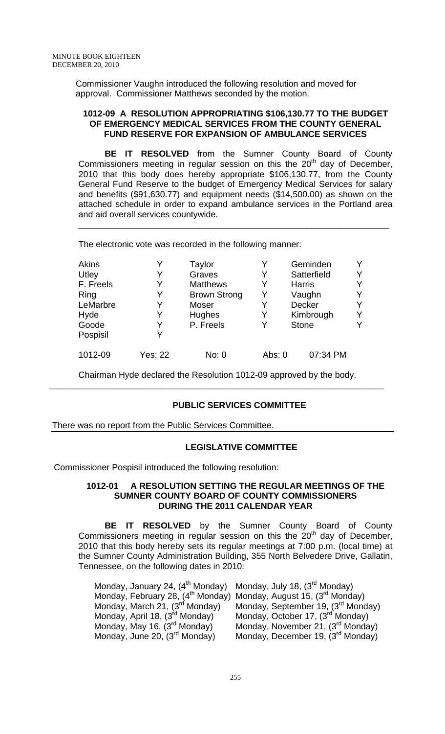Commissioner Vaughn introduced the following resolution and moved for approval. Commissioner Matthews seconded by the motion.

**1012-09 A RESOLUTION APPROPRIATING $106,130.77 TO THE BUDGET OF EMERGENCY MEDICAL SERVICES FROM THE COUNTY GENERAL FUND RESERVE FOR EXPANSION OF AMBULANCE SERVICES**

**BE IT RESOLVED** from the Sumner County Board of County Commissioners meeting in regular session on this the 20th day of December, 2010 that this body does hereby appropriate $106,130.77, from the County General Fund Reserve to the budget of Emergency Medical Services for salary and benefits ($91,630.77) and equipment needs ($14,500.00) as shown on the attached schedule in order to expand ambulance services in the Portland area and aid overall services countywide.

---

The electronic vote was recorded in the following manner:

| | | | | | |
|---|---|---|---|---|---|
| Akins | Y | Taylor | Y | Geminden | Y |
| Utley | Y | Graves | Y | Satterfield | Y |
| F. Freels | Y | Matthews | Y | Harris | Y |
| Ring | Y | Brown Strong | Y | Vaughn | Y |
| LeMarbre | Y | Moser | Y | Decker | Y |
| Hyde | Y | Hughes | Y | Kimbrough | Y |
| Goode | Y | P. Freels | Y | Stone | Y |
| Pospisil | Y | | | | |
| 1012-09 | Yes: 22 | No: 0 | Abs: 0 | 07:34 PM | |

Chairman Hyde declared the Resolution 1012-09 approved by the body.

---

**PUBLIC SERVICES COMMITTEE**

There was no report from the Public Services Committee.

---

**LEGISLATIVE COMMITTEE**

Commissioner Pospisil introduced the following resolution:

**1012-01 A RESOLUTION SETTING THE REGULAR MEETINGS OF THE SUMNER COUNTY BOARD OF COUNTY COMMISSIONERS DURING THE 2011 CALENDAR YEAR**

**BE IT RESOLVED** by the Sumner County Board of County Commissioners meeting in regular session on this the 20th day of December, 2010 that this body hereby sets its regular meetings at 7:00 p.m. (local time) at the Sumner County Administration Building, 355 North Belvedere Drive, Gallatin, Tennessee, on the following dates in 2010:

| | |
|---|---|
| Monday, January 24, (4th Monday) | Monday, July 18, (3rd Monday) |
| Monday, February 28, (4th Monday) | Monday, August 15, (3rd Monday) |
| Monday, March 21, (3rd Monday) | Monday, September 19, (3rd Monday) |
| Monday, April 18, (3rd Monday) | Monday, October 17, (3rd Monday) |
| Monday, May 16, (3rd Monday) | Monday, November 21, (3rd Monday) |
| Monday, June 20, (3rd Monday) | Monday, December 19, (3rd Monday) |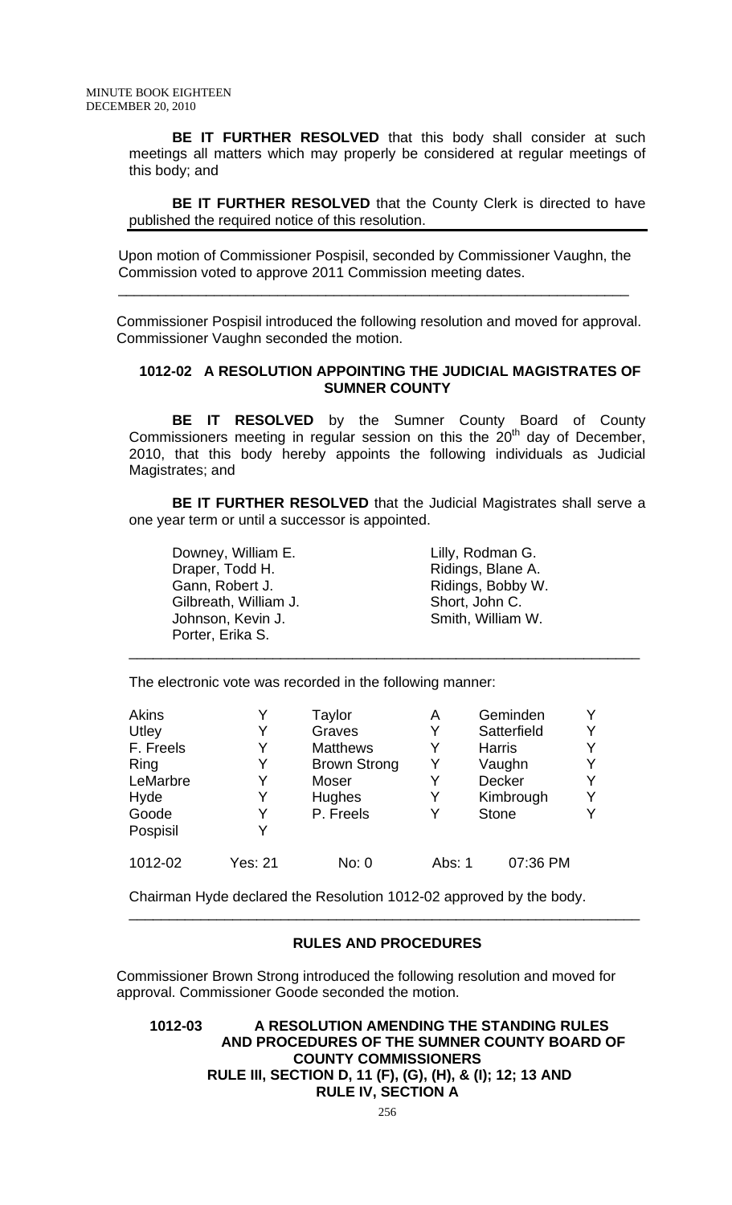**BE IT FURTHER RESOLVED** that this body shall consider at such meetings all matters which may properly be considered at regular meetings of this body; and

**BE IT FURTHER RESOLVED** that the County Clerk is directed to have published the required notice of this resolution.

---

Upon motion of Commissioner Pospisil, seconded by Commissioner Vaughn, the Commission voted to approve 2011 Commission meeting dates.

---

Commissioner Pospisil introduced the following resolution and moved for approval. Commissioner Vaughn seconded the motion.

### 1012-02 A RESOLUTION APPOINTING THE JUDICIAL MAGISTRATES OF SUMNER COUNTY

**BE IT RESOLVED** by the Sumner County Board of County Commissioners meeting in regular session on this the 20th day of December, 2010, that this body hereby appoints the following individuals as Judicial Magistrates; and

**BE IT FURTHER RESOLVED** that the Judicial Magistrates shall serve a one year term or until a successor is appointed.

| | |
|---|---|
| Downey, William E. | Lilly, Rodman G. |
| Draper, Todd H. | Ridings, Blane A. |
| Gann, Robert J. | Ridings, Bobby W. |
| Gilbreath, William J. | Short, John C. |
| Johnson, Kevin J. | Smith, William W. |
| Porter, Erika S. | |

---

The electronic vote was recorded in the following manner:

| | | | | | |
|---|---|---|---|---|---|
| Akins | Y | Taylor | A | Geminden | Y |
| Utley | Y | Graves | Y | Satterfield | Y |
| F. Freels | Y | Matthews | Y | Harris | Y |
| Ring | Y | Brown Strong | Y | Vaughn | Y |
| LeMarbre | Y | Moser | Y | Decker | Y |
| Hyde | Y | Hughes | Y | Kimbrough | Y |
| Goode | Y | P. Freels | Y | Stone | Y |
| Pospisil | Y | | | | |

1012-02 Yes: 21 No: 0 Abs: 1 07:36 PM

Chairman Hyde declared the Resolution 1012-02 approved by the body.

---

## RULES AND PROCEDURES

Commissioner Brown Strong introduced the following resolution and moved for approval. Commissioner Goode seconded the motion.

### 1012-03 A RESOLUTION AMENDING THE STANDING RULES AND PROCEDURES OF THE SUMNER COUNTY BOARD OF COUNTY COMMISSIONERS RULE III, SECTION D, 11 (F), (G), (H), & (I); 12; 13 AND RULE IV, SECTION A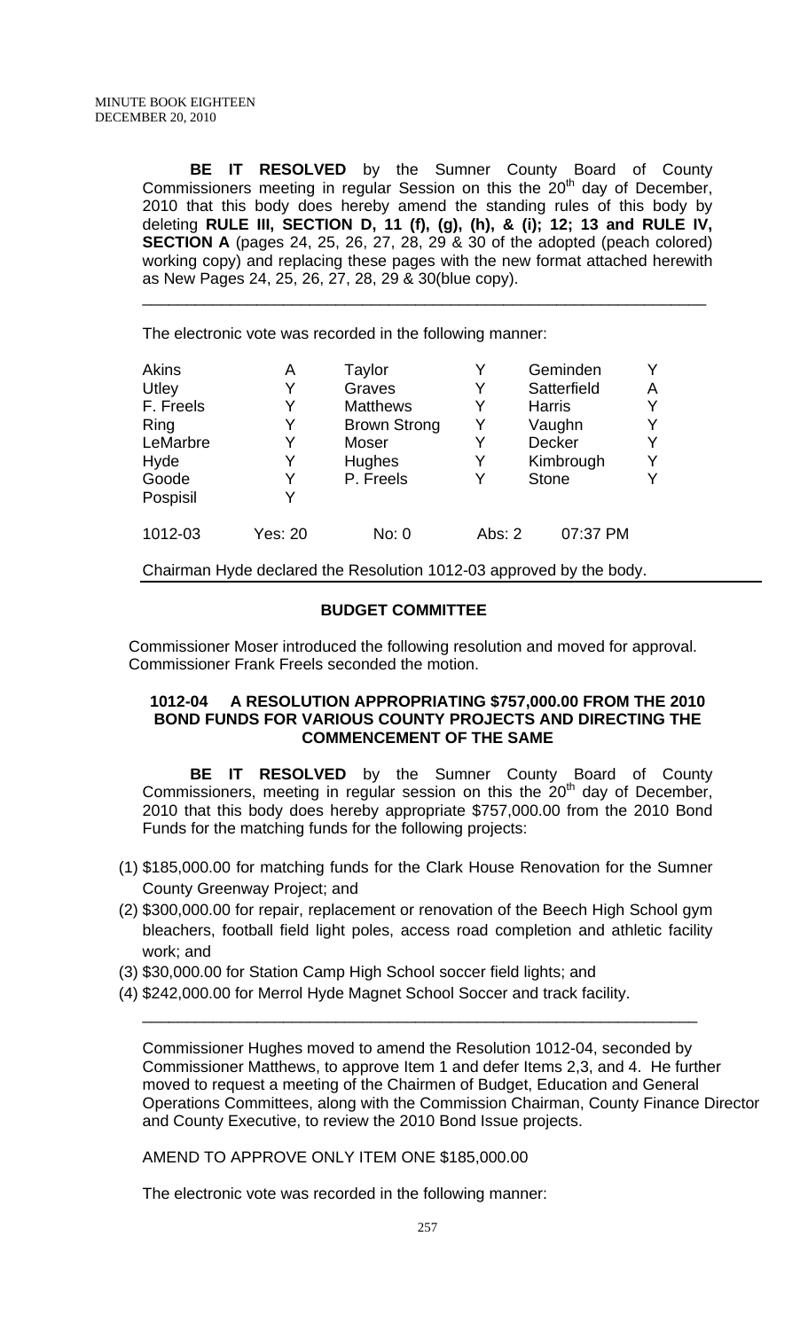**BE IT RESOLVED** by the Sumner County Board of County Commissioners meeting in regular Session on this the 20th day of December, 2010 that this body does hereby amend the standing rules of this body by deleting **RULE III, SECTION D, 11 (f), (g), (h), & (i); 12; 13 and RULE IV, SECTION A** (pages 24, 25, 26, 27, 28, 29 & 30 of the adopted (peach colored) working copy) and replacing these pages with the new format attached herewith as New Pages 24, 25, 26, 27, 28, 29 & 30(blue copy).

---

The electronic vote was recorded in the following manner:

| | | | | | |
|---|---|---|---|---|---|
| Akins | A | Taylor | Y | Geminden | Y |
| Utley | Y | Graves | Y | Satterfield | A |
| F. Freels | Y | Matthews | Y | Harris | Y |
| Ring | Y | Brown Strong | Y | Vaughn | Y |
| LeMarbre | Y | Moser | Y | Decker | Y |
| Hyde | Y | Hughes | Y | Kimbrough | Y |
| Goode | Y | P. Freels | Y | Stone | Y |
| Pospisil | Y | | | | |

1012-03 Yes: 20 No: 0 Abs: 2 07:37 PM

Chairman Hyde declared the Resolution 1012-03 approved by the body.

## BUDGET COMMITTEE

Commissioner Moser introduced the following resolution and moved for approval. Commissioner Frank Freels seconded the motion.

### 1012-04 A RESOLUTION APPROPRIATING $757,000.00 FROM THE 2010 BOND FUNDS FOR VARIOUS COUNTY PROJECTS AND DIRECTING THE COMMENCEMENT OF THE SAME

**BE IT RESOLVED** by the Sumner County Board of County Commissioners, meeting in regular session on this the 20th day of December, 2010 that this body does hereby appropriate $757,000.00 from the 2010 Bond Funds for the matching funds for the following projects:

(1) $185,000.00 for matching funds for the Clark House Renovation for the Sumner County Greenway Project; and

(2) $300,000.00 for repair, replacement or renovation of the Beech High School gym bleachers, football field light poles, access road completion and athletic facility work; and

(3) $30,000.00 for Station Camp High School soccer field lights; and

(4) $242,000.00 for Merrol Hyde Magnet School Soccer and track facility.

---

Commissioner Hughes moved to amend the Resolution 1012-04, seconded by Commissioner Matthews, to approve Item 1 and defer Items 2,3, and 4. He further moved to request a meeting of the Chairmen of Budget, Education and General Operations Committees, along with the Commission Chairman, County Finance Director and County Executive, to review the 2010 Bond Issue projects.

AMEND TO APPROVE ONLY ITEM ONE $185,000.00

The electronic vote was recorded in the following manner: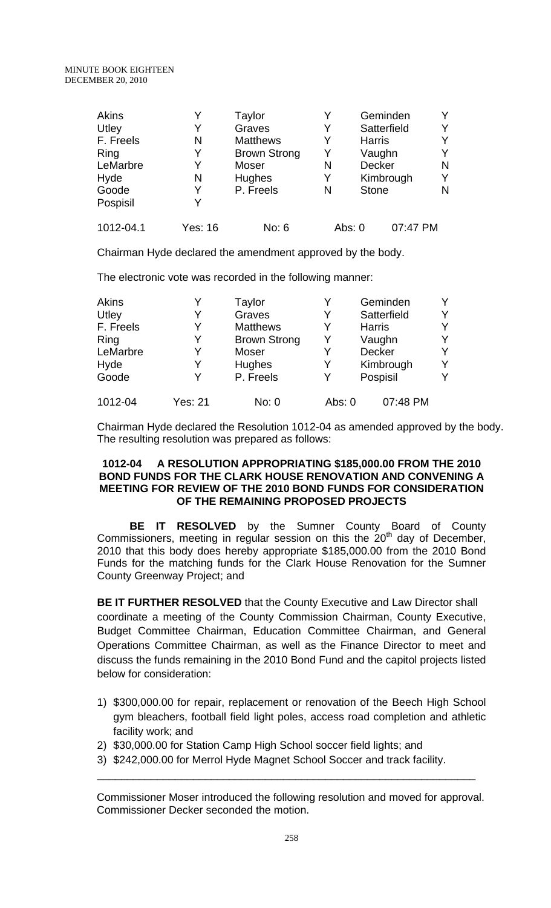| Akins | Y | Taylor | Y | Geminden | Y |
|---|---|---|---|---|---|
| Utley | Y | Graves | Y | Satterfield | Y |
| F. Freels | N | Matthews | Y | Harris | Y |
| Ring | Y | Brown Strong | Y | Vaughn | Y |
| LeMarbre | Y | Moser | N | Decker | N |
| Hyde | N | Hughes | Y | Kimbrough | Y |
| Goode | Y | P. Freels | N | Stone | N |
| Pospisil | Y | | | | |
| 1012-04.1 | Yes: 16 | No: 6 | Abs: 0 | 07:47 PM | |

Chairman Hyde declared the amendment approved by the body.

The electronic vote was recorded in the following manner:

| Akins | Y | Taylor | Y | Geminden | Y |
|---|---|---|---|---|---|
| Utley | Y | Graves | Y | Satterfield | Y |
| F. Freels | Y | Matthews | Y | Harris | Y |
| Ring | Y | Brown Strong | Y | Vaughn | Y |
| LeMarbre | Y | Moser | Y | Decker | Y |
| Hyde | Y | Hughes | Y | Kimbrough | Y |
| Goode | Y | P. Freels | Y | Pospisil | Y |
| 1012-04 | Yes: 21 | No: 0 | Abs: 0 | 07:48 PM | |

Chairman Hyde declared the Resolution 1012-04 as amended approved by the body. The resulting resolution was prepared as follows:

**1012-04 A RESOLUTION APPROPRIATING $185,000.00 FROM THE 2010 BOND FUNDS FOR THE CLARK HOUSE RENOVATION AND CONVENING A MEETING FOR REVIEW OF THE 2010 BOND FUNDS FOR CONSIDERATION OF THE REMAINING PROPOSED PROJECTS**

**BE IT RESOLVED** by the Sumner County Board of County Commissioners, meeting in regular session on this the 20th day of December, 2010 that this body does hereby appropriate $185,000.00 from the 2010 Bond Funds for the matching funds for the Clark House Renovation for the Sumner County Greenway Project; and

**BE IT FURTHER RESOLVED** that the County Executive and Law Director shall coordinate a meeting of the County Commission Chairman, County Executive, Budget Committee Chairman, Education Committee Chairman, and General Operations Committee Chairman, as well as the Finance Director to meet and discuss the funds remaining in the 2010 Bond Fund and the capitol projects listed below for consideration:

1) $300,000.00 for repair, replacement or renovation of the Beech High School gym bleachers, football field light poles, access road completion and athletic facility work; and
2) $30,000.00 for Station Camp High School soccer field lights; and
3) $242,000.00 for Merrol Hyde Magnet School Soccer and track facility.

---

Commissioner Moser introduced the following resolution and moved for approval. Commissioner Decker seconded the motion.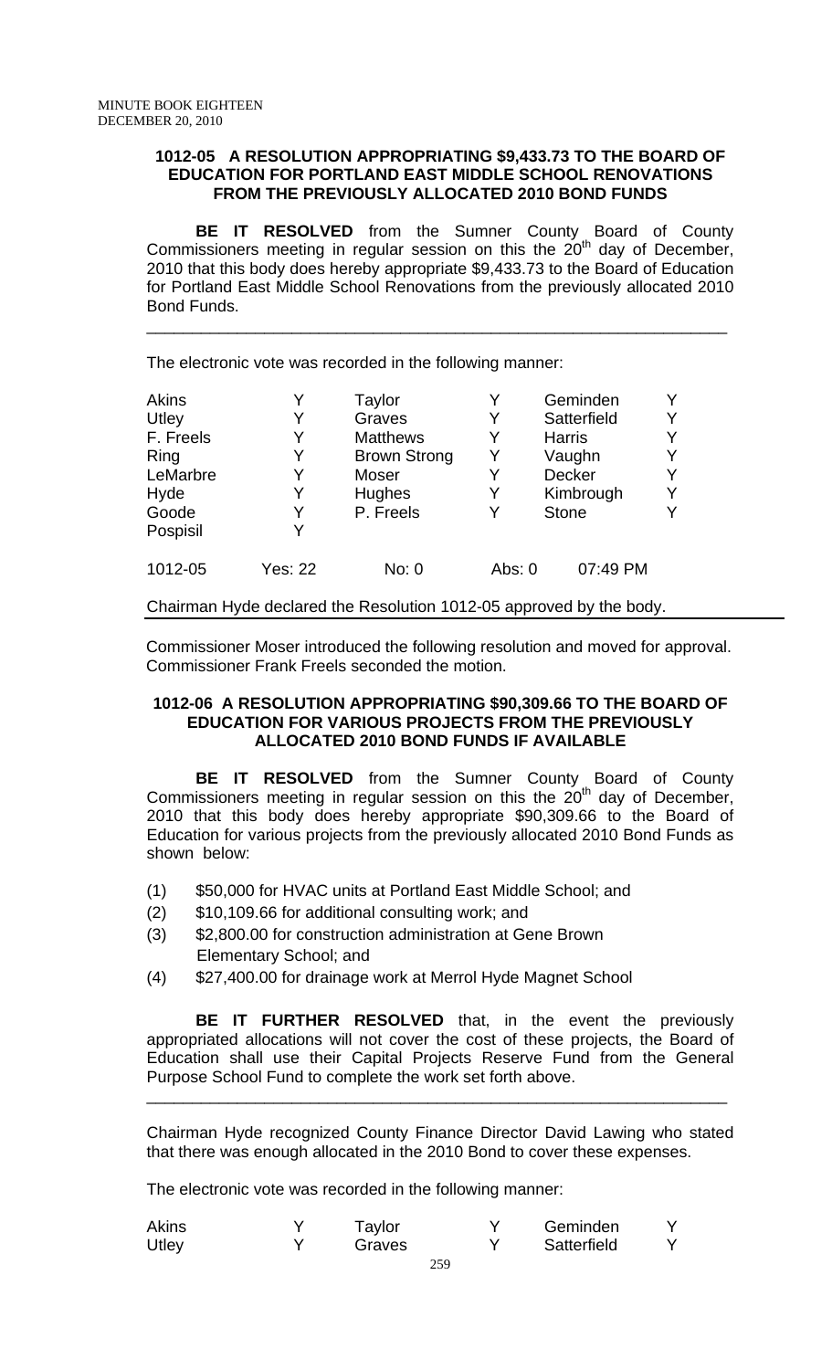**1012-05 A RESOLUTION APPROPRIATING $9,433.73 TO THE BOARD OF EDUCATION FOR PORTLAND EAST MIDDLE SCHOOL RENOVATIONS FROM THE PREVIOUSLY ALLOCATED 2010 BOND FUNDS**

**BE IT RESOLVED** from the Sumner County Board of County Commissioners meeting in regular session on this the 20th day of December, 2010 that this body does hereby appropriate $9,433.73 to the Board of Education for Portland East Middle School Renovations from the previously allocated 2010 Bond Funds.

---

The electronic vote was recorded in the following manner:

| | | | | | |
|---|---|---|---|---|---|
| Akins | Y | Taylor | Y | Geminden | Y |
| Utley | Y | Graves | Y | Satterfield | Y |
| F. Freels | Y | Matthews | Y | Harris | Y |
| Ring | Y | Brown Strong | Y | Vaughn | Y |
| LeMarbre | Y | Moser | Y | Decker | Y |
| Hyde | Y | Hughes | Y | Kimbrough | Y |
| Goode | Y | P. Freels | Y | Stone | Y |
| Pospisil | Y | | | | |

1012-05 Yes: 22 No: 0 Abs: 0 07:49 PM

Chairman Hyde declared the Resolution 1012-05 approved by the body.

---

Commissioner Moser introduced the following resolution and moved for approval. Commissioner Frank Freels seconded the motion.

**1012-06 A RESOLUTION APPROPRIATING $90,309.66 TO THE BOARD OF EDUCATION FOR VARIOUS PROJECTS FROM THE PREVIOUSLY ALLOCATED 2010 BOND FUNDS IF AVAILABLE**

**BE IT RESOLVED** from the Sumner County Board of County Commissioners meeting in regular session on this the 20th day of December, 2010 that this body does hereby appropriate $90,309.66 to the Board of Education for various projects from the previously allocated 2010 Bond Funds as shown below:

(1) $50,000 for HVAC units at Portland East Middle School; and
(2) $10,109.66 for additional consulting work; and
(3) $2,800.00 for construction administration at Gene Brown Elementary School; and
(4) $27,400.00 for drainage work at Merrol Hyde Magnet School

**BE IT FURTHER RESOLVED** that, in the event the previously appropriated allocations will not cover the cost of these projects, the Board of Education shall use their Capital Projects Reserve Fund from the General Purpose School Fund to complete the work set forth above.

---

Chairman Hyde recognized County Finance Director David Lawing who stated that there was enough allocated in the 2010 Bond to cover these expenses.

The electronic vote was recorded in the following manner:

| | | | | | |
|---|---|---|---|---|---|
| Akins | Y | Taylor | Y | Geminden | Y |
| Utley | Y | Graves | Y | Satterfield | Y |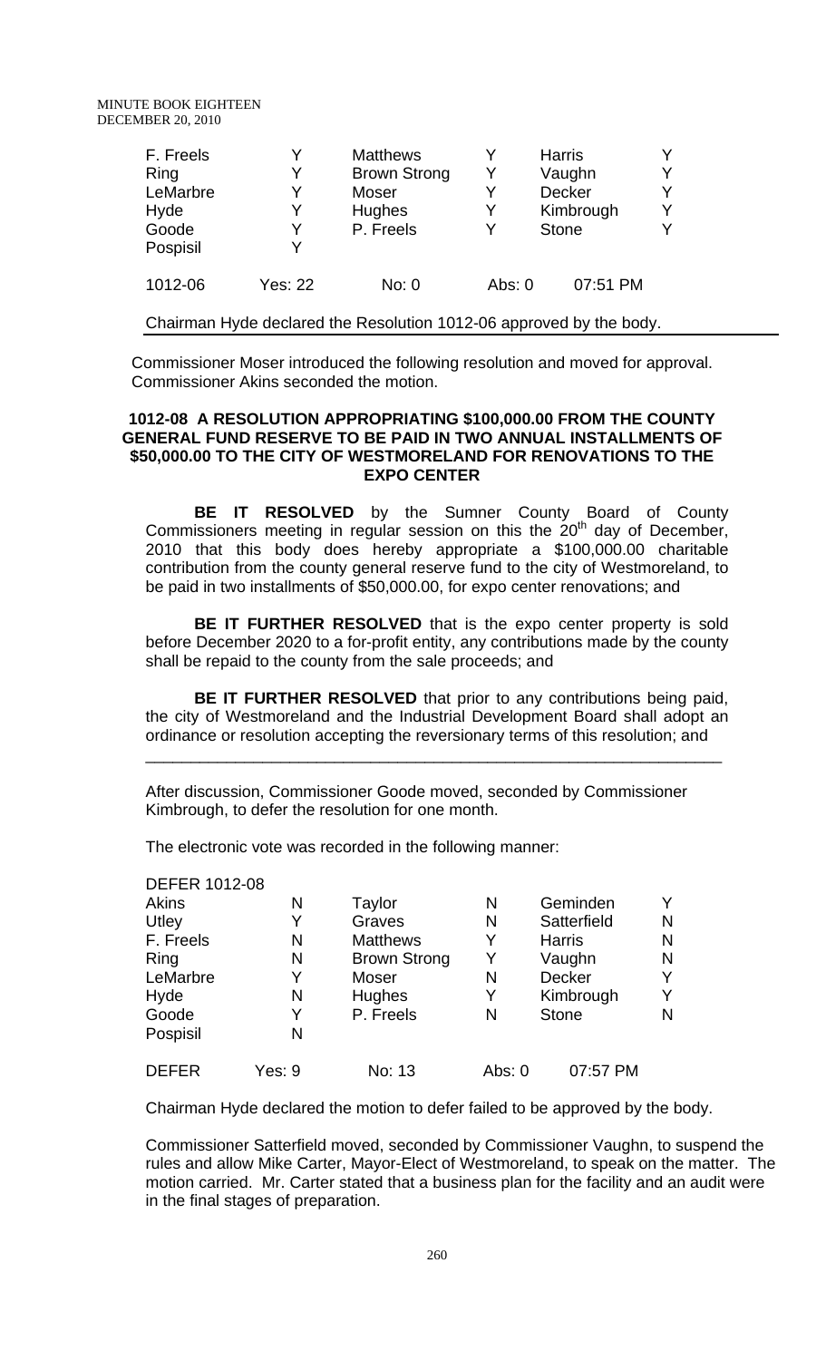| F. Freels | Y | Matthews | Y | Harris | Y |
|---|---|---|---|---|---|
| Ring | Y | Brown Strong | Y | Vaughn | Y |
| LeMarbre | Y | Moser | Y | Decker | Y |
| Hyde | Y | Hughes | Y | Kimbrough | Y |
| Goode | Y | P. Freels | Y | Stone | Y |
| Pospisil | Y | | | | |
| 1012-06 | Yes: 22 | No: 0 | Abs: 0 | 07:51 PM | |

Chairman Hyde declared the Resolution 1012-06 approved by the body.

Commissioner Moser introduced the following resolution and moved for approval. Commissioner Akins seconded the motion.

**1012-08 A RESOLUTION APPROPRIATING $100,000.00 FROM THE COUNTY GENERAL FUND RESERVE TO BE PAID IN TWO ANNUAL INSTALLMENTS OF $50,000.00 TO THE CITY OF WESTMORELAND FOR RENOVATIONS TO THE EXPO CENTER**

**BE IT RESOLVED** by the Sumner County Board of County Commissioners meeting in regular session on this the 20th day of December, 2010 that this body does hereby appropriate a $100,000.00 charitable contribution from the county general reserve fund to the city of Westmoreland, to be paid in two installments of $50,000.00, for expo center renovations; and

**BE IT FURTHER RESOLVED** that is the expo center property is sold before December 2020 to a for-profit entity, any contributions made by the county shall be repaid to the county from the sale proceeds; and

**BE IT FURTHER RESOLVED** that prior to any contributions being paid, the city of Westmoreland and the Industrial Development Board shall adopt an ordinance or resolution accepting the reversionary terms of this resolution; and

\_\_\_\_\_\_\_\_\_\_\_\_\_\_\_\_\_\_\_\_\_\_\_\_\_\_\_\_\_\_\_\_\_\_\_\_\_\_\_\_\_\_\_\_\_\_\_\_\_\_\_\_\_\_\_\_\_\_\_\_\_\_\_\_

After discussion, Commissioner Goode moved, seconded by Commissioner Kimbrough, to defer the resolution for one month.

The electronic vote was recorded in the following manner:

| DEFER 1012-08 | | | | | |
|---|---|---|---|---|---|
| Akins | N | Taylor | N | Geminden | Y |
| Utley | Y | Graves | N | Satterfield | N |
| F. Freels | N | Matthews | Y | Harris | N |
| Ring | N | Brown Strong | Y | Vaughn | N |
| LeMarbre | Y | Moser | N | Decker | Y |
| Hyde | N | Hughes | Y | Kimbrough | Y |
| Goode | Y | P. Freels | N | Stone | N |
| Pospisil | N | | | | |
| DEFER | Yes: 9 | No: 13 | Abs: 0 | 07:57 PM | |

Chairman Hyde declared the motion to defer failed to be approved by the body.

Commissioner Satterfield moved, seconded by Commissioner Vaughn, to suspend the rules and allow Mike Carter, Mayor-Elect of Westmoreland, to speak on the matter. The motion carried. Mr. Carter stated that a business plan for the facility and an audit were in the final stages of preparation.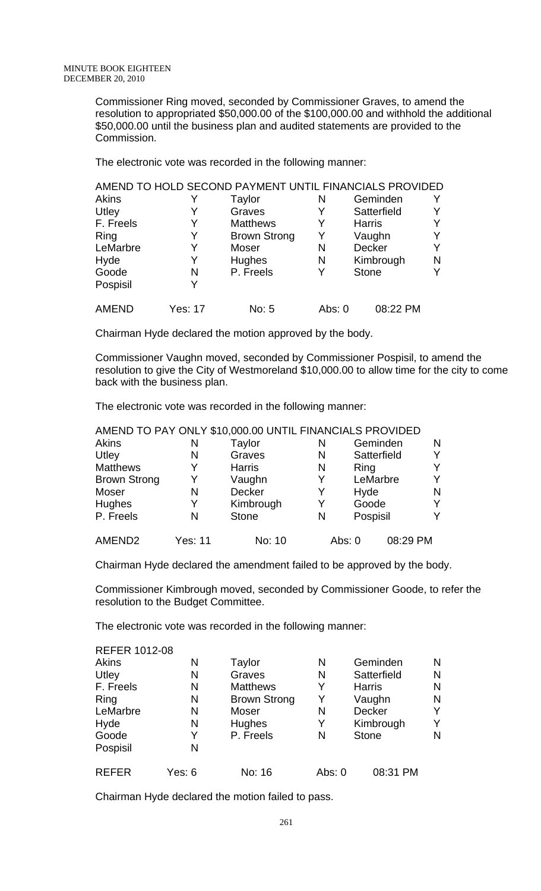Commissioner Ring moved, seconded by Commissioner Graves, to amend the resolution to appropriated $50,000.00 of the $100,000.00 and withhold the additional $50,000.00 until the business plan and audited statements are provided to the Commission.

The electronic vote was recorded in the following manner:

| AMEND TO HOLD SECOND PAYMENT UNTIL FINANCIALS PROVIDED | | | | | |
|---|---|---|---|---|---|
| Akins | Y | Taylor | N | Geminden | Y |
| Utley | Y | Graves | Y | Satterfield | Y |
| F. Freels | Y | Matthews | Y | Harris | Y |
| Ring | Y | Brown Strong | Y | Vaughn | Y |
| LeMarbre | Y | Moser | N | Decker | Y |
| Hyde | Y | Hughes | N | Kimbrough | N |
| Goode | N | P. Freels | Y | Stone | Y |
| Pospisil | Y | | | | |
| AMEND | Yes: 17 | No: 5 | Abs: 0 | 08:22 PM | |

Chairman Hyde declared the motion approved by the body.

Commissioner Vaughn moved, seconded by Commissioner Pospisil, to amend the resolution to give the City of Westmoreland $10,000.00 to allow time for the city to come back with the business plan.

The electronic vote was recorded in the following manner:

| AMEND TO PAY ONLY $10,000.00 UNTIL FINANCIALS PROVIDED | | | | | |
|---|---|---|---|---|---|
| Akins | N | Taylor | N | Geminden | N |
| Utley | N | Graves | N | Satterfield | Y |
| Matthews | Y | Harris | N | Ring | Y |
| Brown Strong | Y | Vaughn | Y | LeMarbre | Y |
| Moser | N | Decker | Y | Hyde | N |
| Hughes | Y | Kimbrough | Y | Goode | Y |
| P. Freels | N | Stone | N | Pospisil | Y |
| AMEND2 | Yes: 11 | No: 10 | Abs: 0 | 08:29 PM | |

Chairman Hyde declared the amendment failed to be approved by the body.

Commissioner Kimbrough moved, seconded by Commissioner Goode, to refer the resolution to the Budget Committee.

The electronic vote was recorded in the following manner:

| REFER 1012-08 | | | | | |
|---|---|---|---|---|---|
| Akins | N | Taylor | N | Geminden | N |
| Utley | N | Graves | N | Satterfield | N |
| F. Freels | N | Matthews | Y | Harris | N |
| Ring | N | Brown Strong | Y | Vaughn | N |
| LeMarbre | N | Moser | N | Decker | Y |
| Hyde | N | Hughes | Y | Kimbrough | Y |
| Goode | Y | P. Freels | N | Stone | N |
| Pospisil | N | | | | |
| REFER | Yes: 6 | No: 16 | Abs: 0 | 08:31 PM | |

Chairman Hyde declared the motion failed to pass.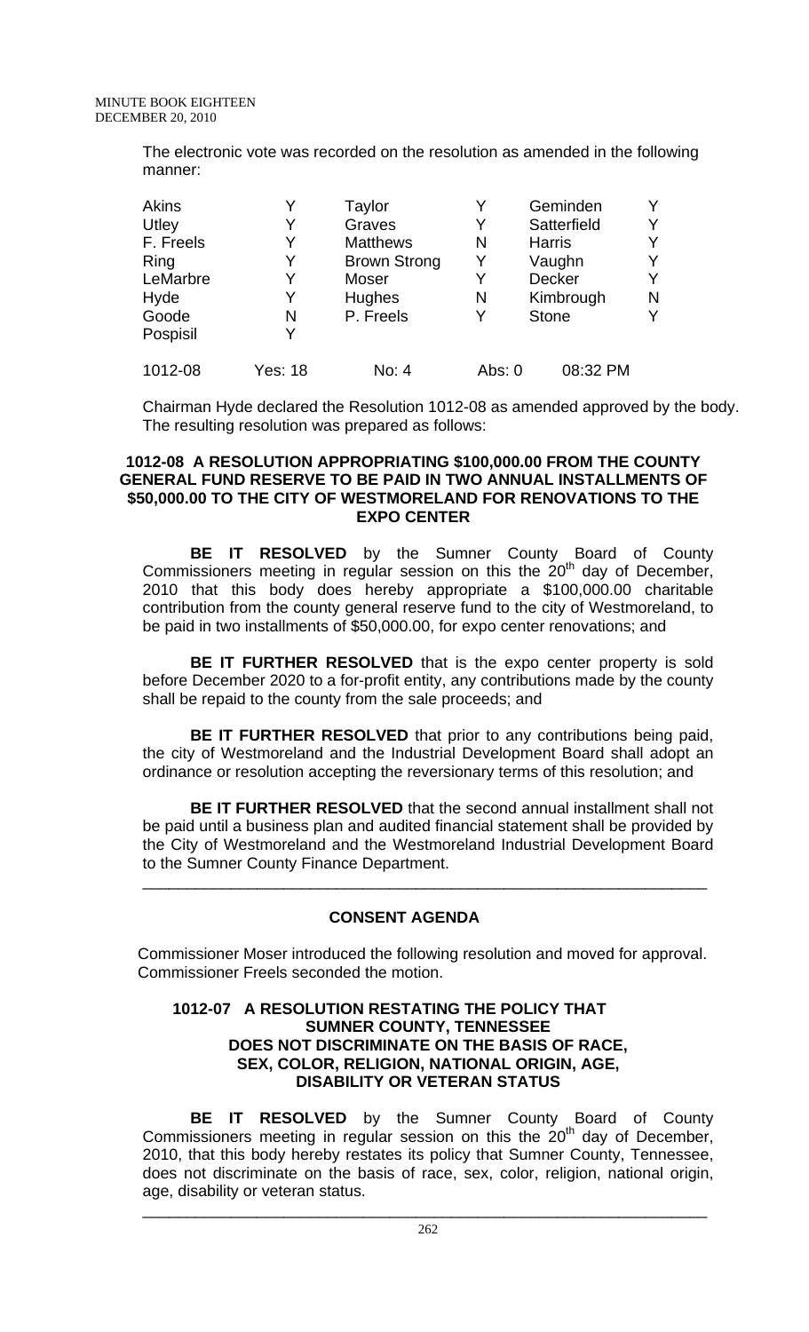The electronic vote was recorded on the resolution as amended in the following manner:

| | | | | | |
|---|---|---|---|---|---|
| Akins | Y | Taylor | Y | Geminden | Y |
| Utley | Y | Graves | Y | Satterfield | Y |
| F. Freels | Y | Matthews | N | Harris | Y |
| Ring | Y | Brown Strong | Y | Vaughn | Y |
| LeMarbre | Y | Moser | Y | Decker | Y |
| Hyde | Y | Hughes | N | Kimbrough | N |
| Goode | N | P. Freels | Y | Stone | Y |
| Pospisil | Y | | | | |
| 1012-08 | Yes: 18 | No: 4 | Abs: 0 | 08:32 PM | |

Chairman Hyde declared the Resolution 1012-08 as amended approved by the body. The resulting resolution was prepared as follows:

**1012-08 A RESOLUTION APPROPRIATING $100,000.00 FROM THE COUNTY GENERAL FUND RESERVE TO BE PAID IN TWO ANNUAL INSTALLMENTS OF $50,000.00 TO THE CITY OF WESTMORELAND FOR RENOVATIONS TO THE EXPO CENTER**

**BE IT RESOLVED** by the Sumner County Board of County Commissioners meeting in regular session on this the 20th day of December, 2010 that this body does hereby appropriate a $100,000.00 charitable contribution from the county general reserve fund to the city of Westmoreland, to be paid in two installments of $50,000.00, for expo center renovations; and

**BE IT FURTHER RESOLVED** that is the expo center property is sold before December 2020 to a for-profit entity, any contributions made by the county shall be repaid to the county from the sale proceeds; and

**BE IT FURTHER RESOLVED** that prior to any contributions being paid, the city of Westmoreland and the Industrial Development Board shall adopt an ordinance or resolution accepting the reversionary terms of this resolution; and

**BE IT FURTHER RESOLVED** that the second annual installment shall not be paid until a business plan and audited financial statement shall be provided by the City of Westmoreland and the Westmoreland Industrial Development Board to the Sumner County Finance Department.

---

**CONSENT AGENDA**

Commissioner Moser introduced the following resolution and moved for approval. Commissioner Freels seconded the motion.

**1012-07 A RESOLUTION RESTATING THE POLICY THAT SUMNER COUNTY, TENNESSEE DOES NOT DISCRIMINATE ON THE BASIS OF RACE, SEX, COLOR, RELIGION, NATIONAL ORIGIN, AGE, DISABILITY OR VETERAN STATUS**

**BE IT RESOLVED** by the Sumner County Board of County Commissioners meeting in regular session on this the 20th day of December, 2010, that this body hereby restates its policy that Sumner County, Tennessee, does not discriminate on the basis of race, sex, color, religion, national origin, age, disability or veteran status.

---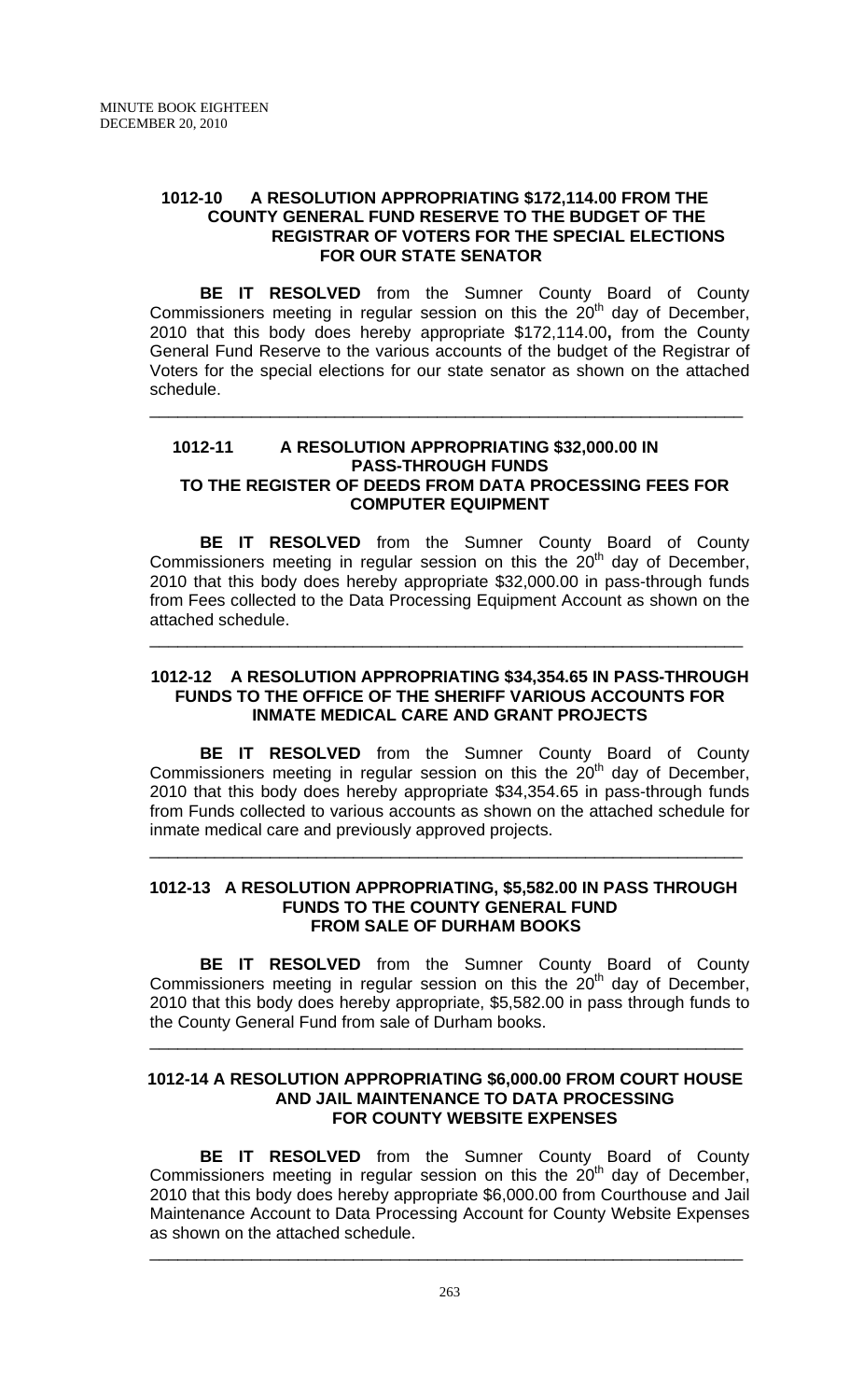### 1012-10 A RESOLUTION APPROPRIATING $172,114.00 FROM THE COUNTY GENERAL FUND RESERVE TO THE BUDGET OF THE REGISTRAR OF VOTERS FOR THE SPECIAL ELECTIONS FOR OUR STATE SENATOR

**BE IT RESOLVED** from the Sumner County Board of County Commissioners meeting in regular session on this the 20th day of December, 2010 that this body does hereby appropriate $172,114.00**,** from the County General Fund Reserve to the various accounts of the budget of the Registrar of Voters for the special elections for our state senator as shown on the attached schedule.

---

### 1012-11 A RESOLUTION APPROPRIATING $32,000.00 IN PASS-THROUGH FUNDS TO THE REGISTER OF DEEDS FROM DATA PROCESSING FEES FOR COMPUTER EQUIPMENT

**BE IT RESOLVED** from the Sumner County Board of County Commissioners meeting in regular session on this the 20th day of December, 2010 that this body does hereby appropriate $32,000.00 in pass-through funds from Fees collected to the Data Processing Equipment Account as shown on the attached schedule.

---

### 1012-12 A RESOLUTION APPROPRIATING $34,354.65 IN PASS-THROUGH FUNDS TO THE OFFICE OF THE SHERIFF VARIOUS ACCOUNTS FOR INMATE MEDICAL CARE AND GRANT PROJECTS

**BE IT RESOLVED** from the Sumner County Board of County Commissioners meeting in regular session on this the 20th day of December, 2010 that this body does hereby appropriate $34,354.65 in pass-through funds from Funds collected to various accounts as shown on the attached schedule for inmate medical care and previously approved projects.

---

### 1012-13 A RESOLUTION APPROPRIATING, $5,582.00 IN PASS THROUGH FUNDS TO THE COUNTY GENERAL FUND FROM SALE OF DURHAM BOOKS

**BE IT RESOLVED** from the Sumner County Board of County Commissioners meeting in regular session on this the 20th day of December, 2010 that this body does hereby appropriate, $5,582.00 in pass through funds to the County General Fund from sale of Durham books.

---

### 1012-14 A RESOLUTION APPROPRIATING $6,000.00 FROM COURT HOUSE AND JAIL MAINTENANCE TO DATA PROCESSING FOR COUNTY WEBSITE EXPENSES

**BE IT RESOLVED** from the Sumner County Board of County Commissioners meeting in regular session on this the 20th day of December, 2010 that this body does hereby appropriate $6,000.00 from Courthouse and Jail Maintenance Account to Data Processing Account for County Website Expenses as shown on the attached schedule.

---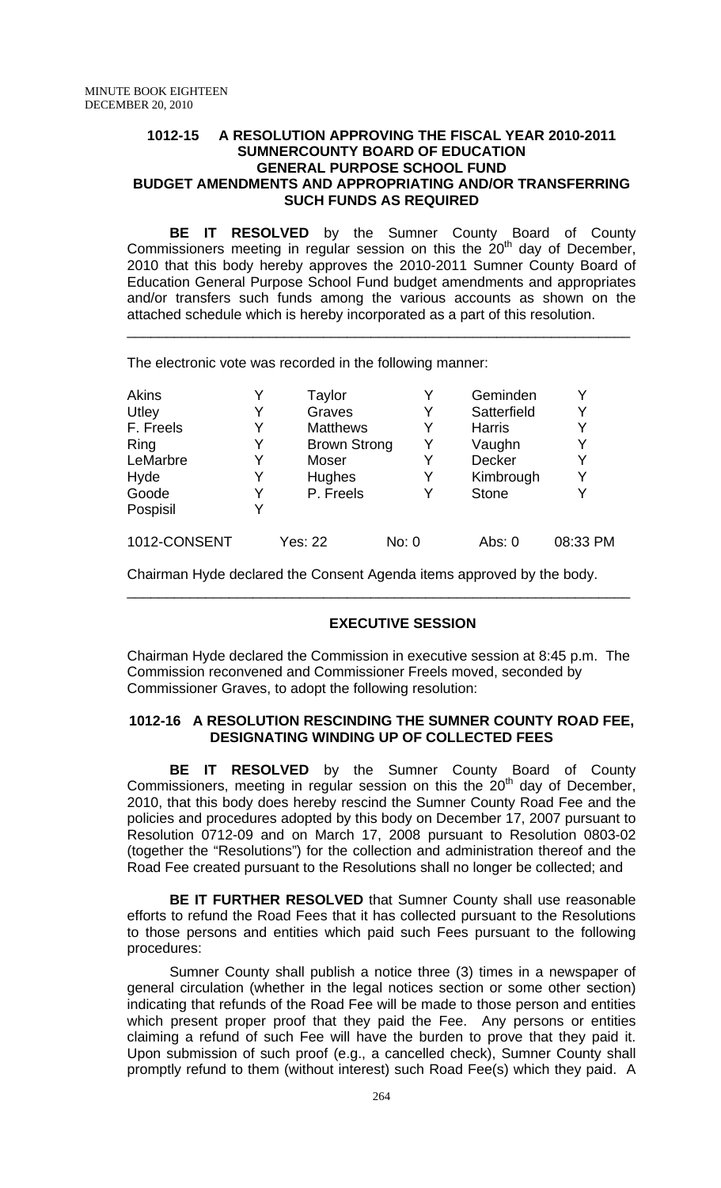**1012-15 A RESOLUTION APPROVING THE FISCAL YEAR 2010-2011 SUMNERCOUNTY BOARD OF EDUCATION GENERAL PURPOSE SCHOOL FUND BUDGET AMENDMENTS AND APPROPRIATING AND/OR TRANSFERRING SUCH FUNDS AS REQUIRED**

**BE IT RESOLVED** by the Sumner County Board of County Commissioners meeting in regular session on this the 20th day of December, 2010 that this body hereby approves the 2010-2011 Sumner County Board of Education General Purpose School Fund budget amendments and appropriates and/or transfers such funds among the various accounts as shown on the attached schedule which is hereby incorporated as a part of this resolution.

---

The electronic vote was recorded in the following manner:

| | | | | | |
|---|---|---|---|---|---|
| Akins | Y | Taylor | Y | Geminden | Y |
| Utley | Y | Graves | Y | Satterfield | Y |
| F. Freels | Y | Matthews | Y | Harris | Y |
| Ring | Y | Brown Strong | Y | Vaughn | Y |
| LeMarbre | Y | Moser | Y | Decker | Y |
| Hyde | Y | Hughes | Y | Kimbrough | Y |
| Goode | Y | P. Freels | Y | Stone | Y |
| Pospisil | Y | | | | |

1012-CONSENT Yes: 22 No: 0 Abs: 0 08:33 PM

Chairman Hyde declared the Consent Agenda items approved by the body.

---

## EXECUTIVE SESSION

Chairman Hyde declared the Commission in executive session at 8:45 p.m. The Commission reconvened and Commissioner Freels moved, seconded by Commissioner Graves, to adopt the following resolution:

**1012-16 A RESOLUTION RESCINDING THE SUMNER COUNTY ROAD FEE, DESIGNATING WINDING UP OF COLLECTED FEES**

**BE IT RESOLVED** by the Sumner County Board of County Commissioners, meeting in regular session on this the 20th day of December, 2010, that this body does hereby rescind the Sumner County Road Fee and the policies and procedures adopted by this body on December 17, 2007 pursuant to Resolution 0712-09 and on March 17, 2008 pursuant to Resolution 0803-02 (together the "Resolutions") for the collection and administration thereof and the Road Fee created pursuant to the Resolutions shall no longer be collected; and

**BE IT FURTHER RESOLVED** that Sumner County shall use reasonable efforts to refund the Road Fees that it has collected pursuant to the Resolutions to those persons and entities which paid such Fees pursuant to the following procedures:

Sumner County shall publish a notice three (3) times in a newspaper of general circulation (whether in the legal notices section or some other section) indicating that refunds of the Road Fee will be made to those person and entities which present proper proof that they paid the Fee. Any persons or entities claiming a refund of such Fee will have the burden to prove that they paid it. Upon submission of such proof (e.g., a cancelled check), Sumner County shall promptly refund to them (without interest) such Road Fee(s) which they paid. A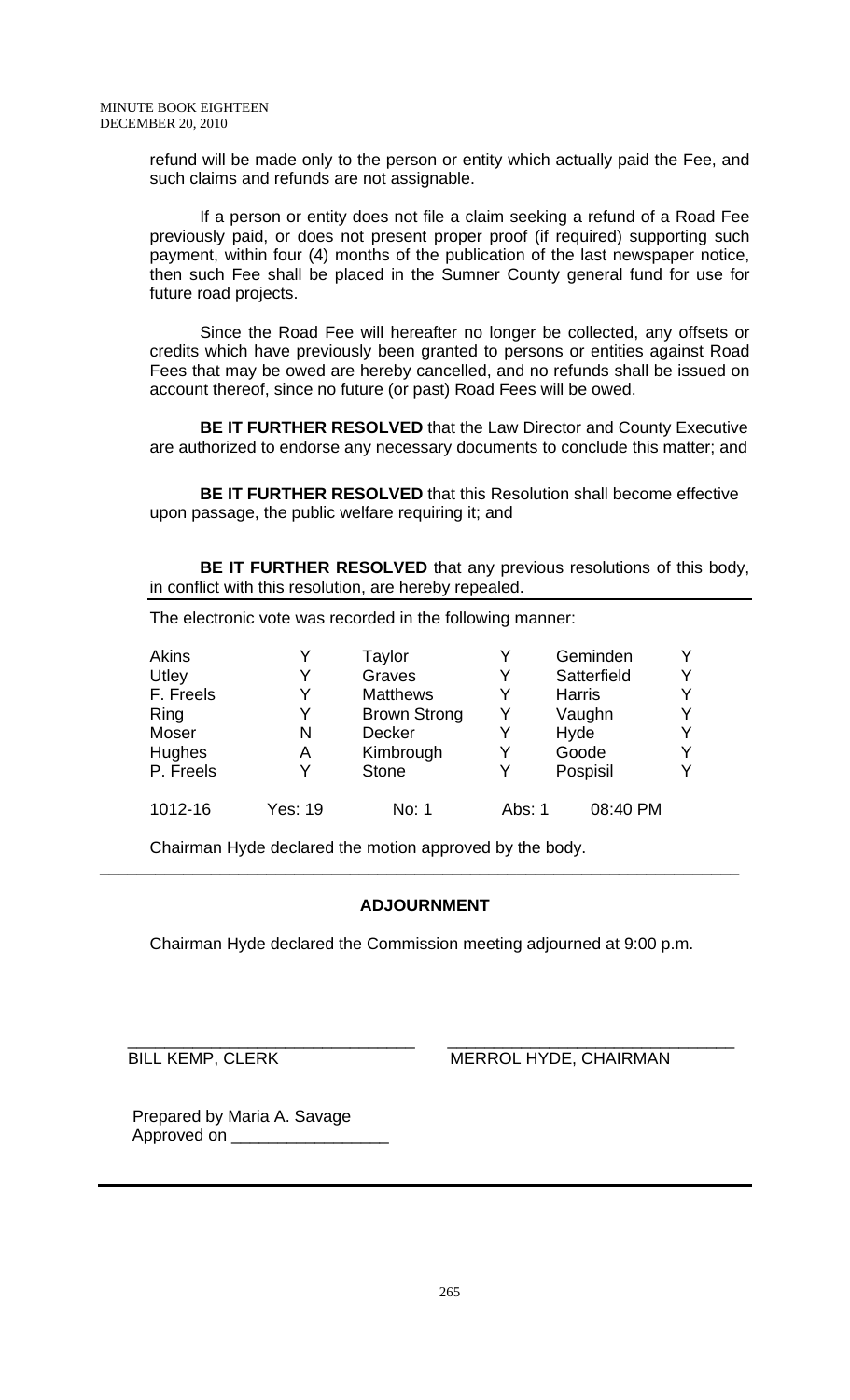refund will be made only to the person or entity which actually paid the Fee, and such claims and refunds are not assignable.

If a person or entity does not file a claim seeking a refund of a Road Fee previously paid, or does not present proper proof (if required) supporting such payment, within four (4) months of the publication of the last newspaper notice, then such Fee shall be placed in the Sumner County general fund for use for future road projects.

Since the Road Fee will hereafter no longer be collected, any offsets or credits which have previously been granted to persons or entities against Road Fees that may be owed are hereby cancelled, and no refunds shall be issued on account thereof, since no future (or past) Road Fees will be owed.

**BE IT FURTHER RESOLVED** that the Law Director and County Executive are authorized to endorse any necessary documents to conclude this matter; and

**BE IT FURTHER RESOLVED** that this Resolution shall become effective upon passage, the public welfare requiring it; and

**BE IT FURTHER RESOLVED** that any previous resolutions of this body, in conflict with this resolution, are hereby repealed.

The electronic vote was recorded in the following manner:

| | | | | | |
|---|---|---|---|---|---|
| Akins | Y | Taylor | Y | Geminden | Y |
| Utley | Y | Graves | Y | Satterfield | Y |
| F. Freels | Y | Matthews | Y | Harris | Y |
| Ring | Y | Brown Strong | Y | Vaughn | Y |
| Moser | N | Decker | Y | Hyde | Y |
| Hughes | A | Kimbrough | Y | Goode | Y |
| P. Freels | Y | Stone | Y | Pospisil | Y |
| 1012-16 | Yes: 19 | No: 1 | Abs: 1 | 08:40 PM | |

Chairman Hyde declared the motion approved by the body.

## ADJOURNMENT

Chairman Hyde declared the Commission meeting adjourned at 9:00 p.m.

_______________________________ _______________________________

BILL KEMP, CLERK MERROL HYDE, CHAIRMAN

Prepared by Maria A. Savage
Approved on _________________